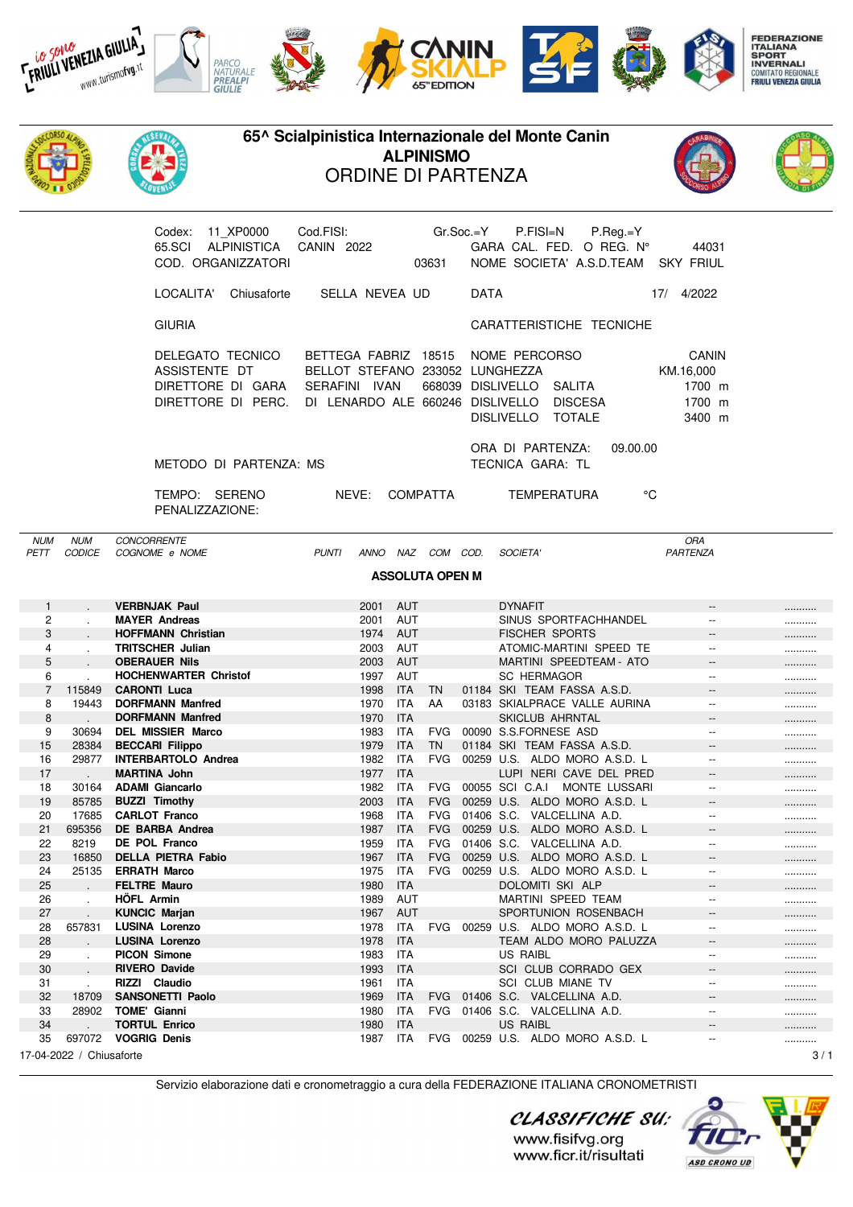# 65^ Scialpinistica Internazionale del Monte Canin

## ALPINISMO

## ORDINE DI PARTENZA

Codex: 11_XP0000 Cod.FISI: Gr.Soc.=Y P.FISI=N P.Reg.=Y
65.SCI ALPINISTICA CANIN 2022 GARA CAL. FED. O REG. N° 44031
COD. ORGANIZZATORI 03631 NOME SOCIETA' A.S.D.TEAM SKY FRIUL

LOCALITA' Chiusaforte SELLA NEVEA UD DATA 17/ 4/2022

GIURIA CARATTERISTICHE TECNICHE

DELEGATO TECNICO BETTEGA FABRIZ 18515 NOME PERCORSO CANIN
ASSISTENTE DT BELLOT STEFANO 233052 LUNGHEZZA KM.16,000
DIRETTORE DI GARA SERAFINI IVAN 668039 DISLIVELLO SALITA 1700 m
DIRETTORE DI PERC. DI LENARDO ALE 660246 DISLIVELLO DISCESA 1700 m
DISLIVELLO TOTALE 3400 m

ORA DI PARTENZA: 09.00.00
METODO DI PARTENZA: MS TECNICA GARA: TL

TEMPO: SERENO NEVE: COMPATTA TEMPERATURA °C
PENALIZZAZIONE:

### ASSOLUTA OPEN M

| NUM PETT | NUM CODICE | CONCORRENTE COGNOME e NOME | PUNTI | ANNO | NAZ | COM | COD. | SOCIETA' | ORA PARTENZA | |
|---|---|---|---|---|---|---|---|---|---|---|
| 1 | . | **VERBNJAK Paul** | | 2001 | AUT | | | DYNAFIT | -- | .......... |
| 2 | . | **MAYER Andreas** | | 2001 | AUT | | | SINUS SPORTFACHHANDEL | -- | .......... |
| 3 | . | **HOFFMANN Christian** | | 1974 | AUT | | | FISCHER SPORTS | -- | .......... |
| 4 | . | **TRITSCHER Julian** | | 2003 | AUT | | | ATOMIC-MARTINI SPEED TE | -- | .......... |
| 5 | . | **OBERAUER Nils** | | 2003 | AUT | | | MARTINI SPEEDTEAM - ATO | -- | .......... |
| 6 | . | **HOCHENWARTER Christof** | | 1997 | AUT | | | SC HERMAGOR | -- | .......... |
| 7 | 115849 | **CARONTI Luca** | | 1998 | ITA | TN | 01184 | SKI TEAM FASSA A.S.D. | -- | .......... |
| 8 | 19443 | **DORFMANN Manfred** | | 1970 | ITA | AA | 03183 | SKIALPRACE VALLE AURINA | -- | .......... |
| 8 | . | **DORFMANN Manfred** | | 1970 | ITA | | | SKICLUB AHRNTAL | -- | .......... |
| 9 | 30694 | **DEL MISSIER Marco** | | 1983 | ITA | FVG | 00090 | S.S.FORNESE ASD | -- | .......... |
| 15 | 28384 | **BECCARI Filippo** | | 1979 | ITA | TN | 01184 | SKI TEAM FASSA A.S.D. | -- | .......... |
| 16 | 29877 | **INTERBARTOLO Andrea** | | 1982 | ITA | FVG | 00259 | U.S. ALDO MORO A.S.D. L | -- | .......... |
| 17 | . | **MARTINA John** | | 1977 | ITA | | | LUPI NERI CAVE DEL PRED | -- | .......... |
| 18 | 30164 | **ADAMI Giancarlo** | | 1982 | ITA | FVG | 00055 | SCI C.A.I MONTE LUSSARI | -- | .......... |
| 19 | 85785 | **BUZZI Timothy** | | 2003 | ITA | FVG | 00259 | U.S. ALDO MORO A.S.D. L | -- | .......... |
| 20 | 17685 | **CARLOT Franco** | | 1968 | ITA | FVG | 01406 | S.C. VALCELLINA A.D. | -- | .......... |
| 21 | 695356 | **DE BARBA Andrea** | | 1987 | ITA | FVG | 00259 | U.S. ALDO MORO A.S.D. L | -- | .......... |
| 22 | 8219 | **DE POL Franco** | | 1959 | ITA | FVG | 01406 | S.C. VALCELLINA A.D. | -- | .......... |
| 23 | 16850 | **DELLA PIETRA Fabio** | | 1967 | ITA | FVG | 00259 | U.S. ALDO MORO A.S.D. L | -- | .......... |
| 24 | 25135 | **ERRATH Marco** | | 1975 | ITA | FVG | 00259 | U.S. ALDO MORO A.S.D. L | -- | .......... |
| 25 | . | **FELTRE Mauro** | | 1980 | ITA | | | DOLOMITI SKI ALP | -- | .......... |
| 26 | . | **HÖFL Armin** | | 1989 | AUT | | | MARTINI SPEED TEAM | -- | .......... |
| 27 | . | **KUNCIC Marjan** | | 1967 | AUT | | | SPORTUNION ROSENBACH | -- | .......... |
| 28 | 657831 | **LUSINA Lorenzo** | | 1978 | ITA | FVG | 00259 | U.S. ALDO MORO A.S.D. L | -- | .......... |
| 28 | . | **LUSINA Lorenzo** | | 1978 | ITA | | | TEAM ALDO MORO PALUZZA | -- | .......... |
| 29 | . | **PICON Simone** | | 1983 | ITA | | | US RAIBL | -- | .......... |
| 30 | . | **RIVERO Davide** | | 1993 | ITA | | | SCI CLUB CORRADO GEX | -- | .......... |
| 31 | . | **RIZZI Claudio** | | 1961 | ITA | | | SCI CLUB MIANE TV | -- | .......... |
| 32 | 18709 | **SANSONETTI Paolo** | | 1969 | ITA | FVG | 01406 | S.C. VALCELLINA A.D. | -- | .......... |
| 33 | 28902 | **TOME' Gianni** | | 1980 | ITA | FVG | 01406 | S.C. VALCELLINA A.D. | -- | .......... |
| 34 | . | **TORTUL Enrico** | | 1980 | ITA | | | US RAIBL | -- | .......... |
| 35 | 697072 | **VOGRIG Denis** | | 1987 | ITA | FVG | 00259 | U.S. ALDO MORO A.S.D. L | -- | .......... |

17-04-2022 / Chiusaforte

Servizio elaborazione dati e cronometraggio a cura della FEDERAZIONE ITALIANA CRONOMETRISTI

CLASSIFICHE SU:
www.fisifvg.org
www.ficr.it/risultati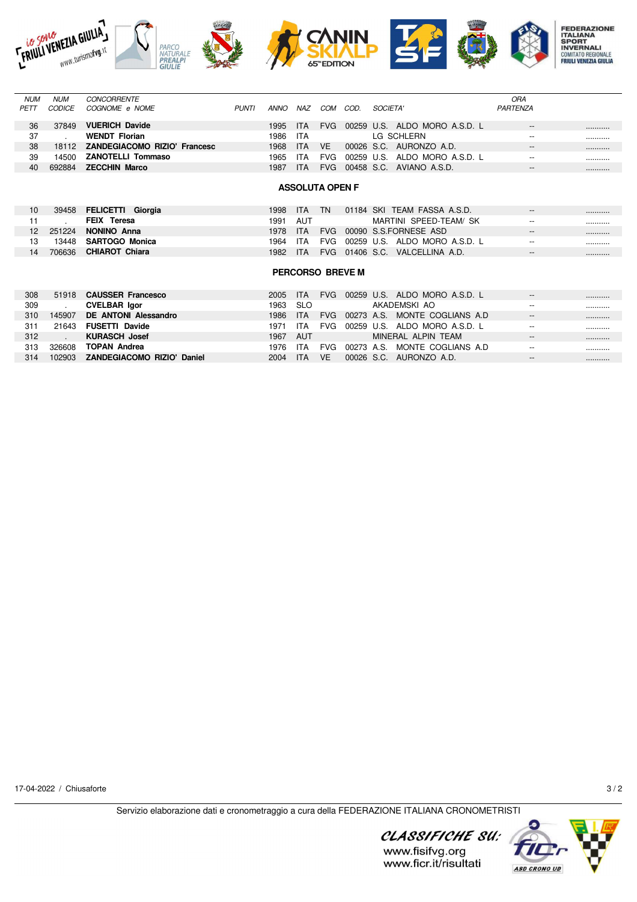| NUM PETT | NUM CODICE | CONCORRENTE COGNOME e NOME | PUNTI | ANNO | NAZ | COM | COD. | SOCIETA' | ORA PARTENZA | |
|---|---|---|---|---|---|---|---|---|---|---|
| 36 | 37849 | **VUERICH Davide** | | 1995 | ITA | FVG | 00259 | U.S. ALDO MORO A.S.D. L | -- | ........... |
| 37 | . | **WENDT Florian** | | 1986 | ITA | | | LG SCHLERN | -- | ........... |
| 38 | 18112 | **ZANDEGIACOMO RIZIO' Francesc** | | 1968 | ITA | VE | 00026 | S.C. AURONZO A.D. | -- | ........... |
| 39 | 14500 | **ZANOTELLI Tommaso** | | 1965 | ITA | FVG | 00259 | U.S. ALDO MORO A.S.D. L | -- | ........... |
| 40 | 692884 | **ZECCHIN Marco** | | 1987 | ITA | FVG | 00458 | S.C. AVIANO A.S.D. | -- | ........... |

## ASSOLUTA OPEN F

| | | | | | | | | | | |
|---|---|---|---|---|---|---|---|---|---|---|
| 10 | 39458 | **FELICETTI Giorgia** | | 1998 | ITA | TN | 01184 | SKI TEAM FASSA A.S.D. | -- | ........... |
| 11 | . | **FEIX Teresa** | | 1991 | AUT | | | MARTINI SPEED-TEAM/ SK | -- | ........... |
| 12 | 251224 | **NONINO Anna** | | 1978 | ITA | FVG | 00090 | S.S.FORNESE ASD | -- | ........... |
| 13 | 13448 | **SARTOGO Monica** | | 1964 | ITA | FVG | 00259 | U.S. ALDO MORO A.S.D. L | -- | ........... |
| 14 | 706636 | **CHIAROT Chiara** | | 1982 | ITA | FVG | 01406 | S.C. VALCELLINA A.D. | -- | ........... |

## PERCORSO BREVE M

| | | | | | | | | | | |
|---|---|---|---|---|---|---|---|---|---|---|
| 308 | 51918 | **CAUSSER Francesco** | | 2005 | ITA | FVG | 00259 | U.S. ALDO MORO A.S.D. L | -- | ........... |
| 309 | . | **CVELBAR Igor** | | 1963 | SLO | | | AKADEMSKI AO | -- | ........... |
| 310 | 145907 | **DE ANTONI Alessandro** | | 1986 | ITA | FVG | 00273 | A.S. MONTE COGLIANS A.D | -- | ........... |
| 311 | 21643 | **FUSETTI Davide** | | 1971 | ITA | FVG | 00259 | U.S. ALDO MORO A.S.D. L | -- | ........... |
| 312 | . | **KURASCH Josef** | | 1967 | AUT | | | MINERAL ALPIN TEAM | -- | ........... |
| 313 | 326608 | **TOPAN Andrea** | | 1976 | ITA | FVG | 00273 | A.S. MONTE COGLIANS A.D | -- | ........... |
| 314 | 102903 | **ZANDEGIACOMO RIZIO' Daniel** | | 2004 | ITA | VE | 00026 | S.C. AURONZO A.D. | -- | ........... |

17-04-2022 / Chiusaforte

Servizio elaborazione dati e cronometraggio a cura della FEDERAZIONE ITALIANA CRONOMETRISTI

CLASSIFICHE SU:
www.fisifvg.org
www.ficr.it/risultati